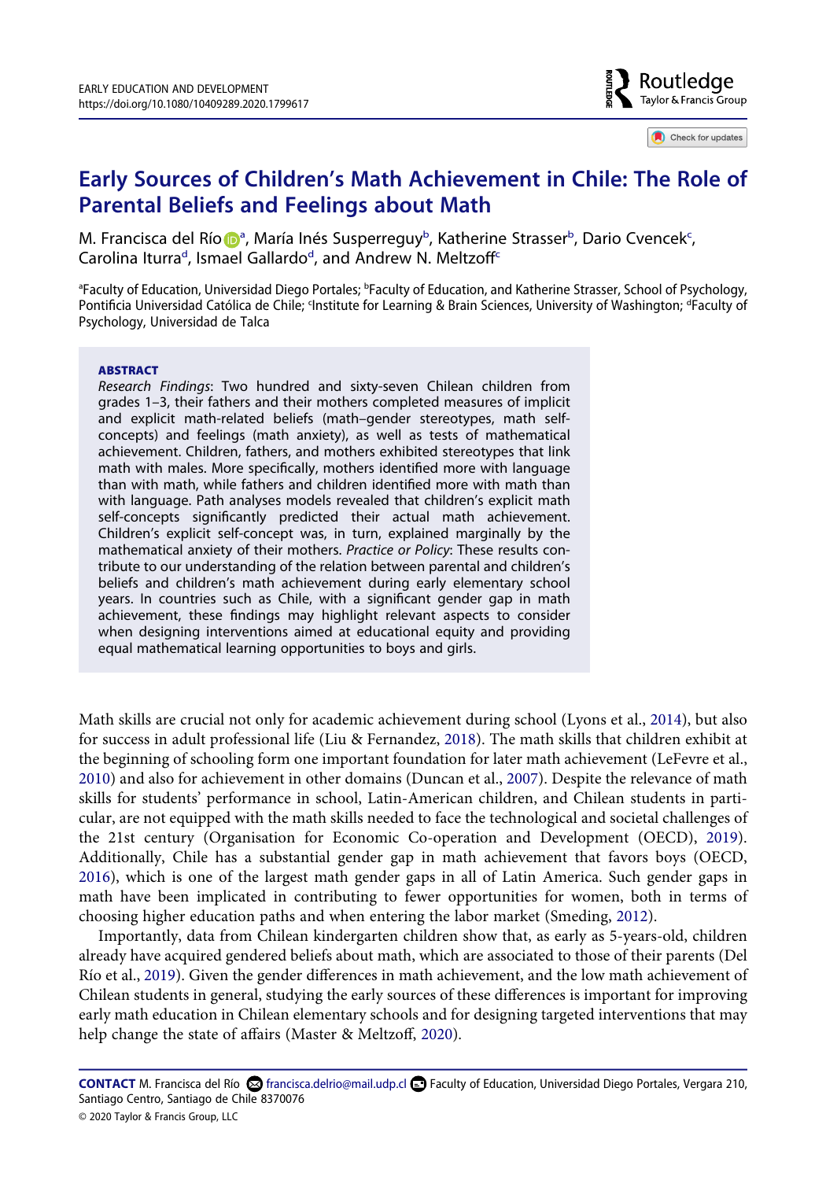# Early Sources of Children's Math Achievement in Chile: The Role of Parental Beliefs and Feelings about Math

M. Francisca del Río[a], María Inés Susperreguy[b], Katherine Strasser[b], Dario Cvencek[c], Carolina Iturra[d], Ismael Gallardo[d], and Andrew N. Meltzoff[c]

[a]Faculty of Education, Universidad Diego Portales; [b]Faculty of Education, and Katherine Strasser, School of Psychology, Pontificia Universidad Católica de Chile; [c]Institute for Learning & Brain Sciences, University of Washington; [d]Faculty of Psychology, Universidad de Talca

**ABSTRACT**

*Research Findings*: Two hundred and sixty-seven Chilean children from grades 1–3, their fathers and their mothers completed measures of implicit and explicit math-related beliefs (math–gender stereotypes, math self-concepts) and feelings (math anxiety), as well as tests of mathematical achievement. Children, fathers, and mothers exhibited stereotypes that link math with males. More specifically, mothers identified more with language than with math, while fathers and children identified more with math than with language. Path analyses models revealed that children's explicit math self-concepts significantly predicted their actual math achievement. Children's explicit self-concept was, in turn, explained marginally by the mathematical anxiety of their mothers. *Practice or Policy*: These results contribute to our understanding of the relation between parental and children's beliefs and children's math achievement during early elementary school years. In countries such as Chile, with a significant gender gap in math achievement, these findings may highlight relevant aspects to consider when designing interventions aimed at educational equity and providing equal mathematical learning opportunities to boys and girls.

Math skills are crucial not only for academic achievement during school (Lyons et al., 2014), but also for success in adult professional life (Liu & Fernandez, 2018). The math skills that children exhibit at the beginning of schooling form one important foundation for later math achievement (LeFevre et al., 2010) and also for achievement in other domains (Duncan et al., 2007). Despite the relevance of math skills for students' performance in school, Latin-American children, and Chilean students in particular, are not equipped with the math skills needed to face the technological and societal challenges of the 21st century (Organisation for Economic Co-operation and Development (OECD), 2019). Additionally, Chile has a substantial gender gap in math achievement that favors boys (OECD, 2016), which is one of the largest math gender gaps in all of Latin America. Such gender gaps in math have been implicated in contributing to fewer opportunities for women, both in terms of choosing higher education paths and when entering the labor market (Smeding, 2012).

Importantly, data from Chilean kindergarten children show that, as early as 5-years-old, children already have acquired gendered beliefs about math, which are associated to those of their parents (Del Río et al., 2019). Given the gender differences in math achievement, and the low math achievement of Chilean students in general, studying the early sources of these differences is important for improving early math education in Chilean elementary schools and for designing targeted interventions that may help change the state of affairs (Master & Meltzoff, 2020).

**CONTACT** M. Francisca del Río francisca.delrio@mail.udp.cl Faculty of Education, Universidad Diego Portales, Vergara 210, Santiago Centro, Santiago de Chile 8370076

© 2020 Taylor & Francis Group, LLC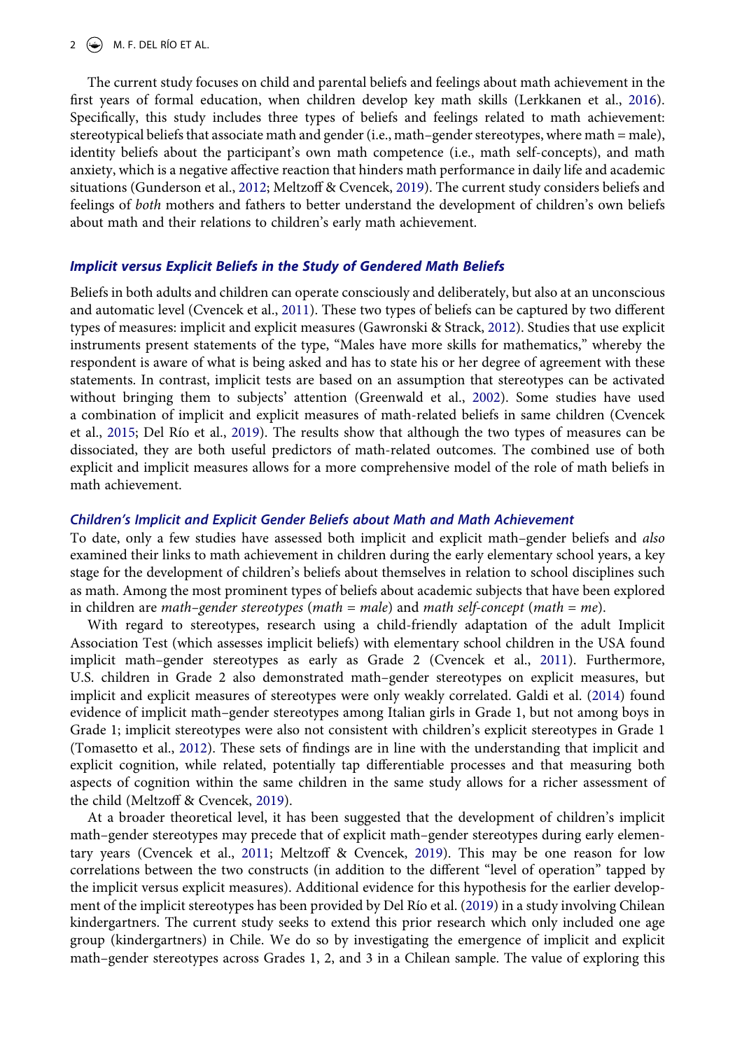The current study focuses on child and parental beliefs and feelings about math achievement in the first years of formal education, when children develop key math skills (Lerkkanen et al., 2016). Specifically, this study includes three types of beliefs and feelings related to math achievement: stereotypical beliefs that associate math and gender (i.e., math–gender stereotypes, where math = male), identity beliefs about the participant's own math competence (i.e., math self-concepts), and math anxiety, which is a negative affective reaction that hinders math performance in daily life and academic situations (Gunderson et al., 2012; Meltzoff & Cvencek, 2019). The current study considers beliefs and feelings of *both* mothers and fathers to better understand the development of children's own beliefs about math and their relations to children's early math achievement.

### *Implicit versus Explicit Beliefs in the Study of Gendered Math Beliefs*

Beliefs in both adults and children can operate consciously and deliberately, but also at an unconscious and automatic level (Cvencek et al., 2011). These two types of beliefs can be captured by two different types of measures: implicit and explicit measures (Gawronski & Strack, 2012). Studies that use explicit instruments present statements of the type, "Males have more skills for mathematics," whereby the respondent is aware of what is being asked and has to state his or her degree of agreement with these statements. In contrast, implicit tests are based on an assumption that stereotypes can be activated without bringing them to subjects' attention (Greenwald et al., 2002). Some studies have used a combination of implicit and explicit measures of math-related beliefs in same children (Cvencek et al., 2015; Del Río et al., 2019). The results show that although the two types of measures can be dissociated, they are both useful predictors of math-related outcomes. The combined use of both explicit and implicit measures allows for a more comprehensive model of the role of math beliefs in math achievement.

### *Children's Implicit and Explicit Gender Beliefs about Math and Math Achievement*

To date, only a few studies have assessed both implicit and explicit math–gender beliefs and *also* examined their links to math achievement in children during the early elementary school years, a key stage for the development of children's beliefs about themselves in relation to school disciplines such as math. Among the most prominent types of beliefs about academic subjects that have been explored in children are *math–gender stereotypes* (*math = male*) and *math self-concept* (*math = me*).

With regard to stereotypes, research using a child-friendly adaptation of the adult Implicit Association Test (which assesses implicit beliefs) with elementary school children in the USA found implicit math–gender stereotypes as early as Grade 2 (Cvencek et al., 2011). Furthermore, U.S. children in Grade 2 also demonstrated math–gender stereotypes on explicit measures, but implicit and explicit measures of stereotypes were only weakly correlated. Galdi et al. (2014) found evidence of implicit math–gender stereotypes among Italian girls in Grade 1, but not among boys in Grade 1; implicit stereotypes were also not consistent with children's explicit stereotypes in Grade 1 (Tomasetto et al., 2012). These sets of findings are in line with the understanding that implicit and explicit cognition, while related, potentially tap differentiable processes and that measuring both aspects of cognition within the same children in the same study allows for a richer assessment of the child (Meltzoff & Cvencek, 2019).

At a broader theoretical level, it has been suggested that the development of children's implicit math–gender stereotypes may precede that of explicit math–gender stereotypes during early elementary years (Cvencek et al., 2011; Meltzoff & Cvencek, 2019). This may be one reason for low correlations between the two constructs (in addition to the different "level of operation" tapped by the implicit versus explicit measures). Additional evidence for this hypothesis for the earlier development of the implicit stereotypes has been provided by Del Río et al. (2019) in a study involving Chilean kindergartners. The current study seeks to extend this prior research which only included one age group (kindergartners) in Chile. We do so by investigating the emergence of implicit and explicit math–gender stereotypes across Grades 1, 2, and 3 in a Chilean sample. The value of exploring this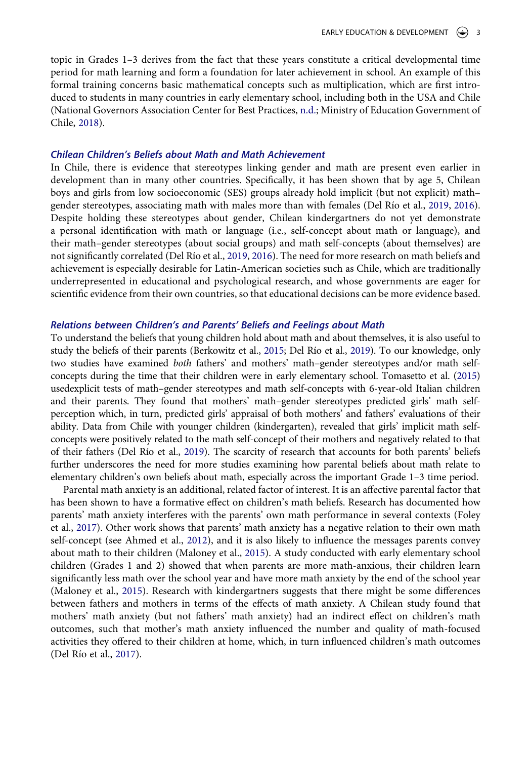topic in Grades 1–3 derives from the fact that these years constitute a critical developmental time period for math learning and form a foundation for later achievement in school. An example of this formal training concerns basic mathematical concepts such as multiplication, which are first introduced to students in many countries in early elementary school, including both in the USA and Chile (National Governors Association Center for Best Practices, n.d.; Ministry of Education Government of Chile, 2018).

### *Chilean Children's Beliefs about Math and Math Achievement*

In Chile, there is evidence that stereotypes linking gender and math are present even earlier in development than in many other countries. Specifically, it has been shown that by age 5, Chilean boys and girls from low socioeconomic (SES) groups already hold implicit (but not explicit) math–gender stereotypes, associating math with males more than with females (Del Río et al., 2019, 2016). Despite holding these stereotypes about gender, Chilean kindergartners do not yet demonstrate a personal identification with math or language (i.e., self-concept about math or language), and their math–gender stereotypes (about social groups) and math self-concepts (about themselves) are not significantly correlated (Del Río et al., 2019, 2016). The need for more research on math beliefs and achievement is especially desirable for Latin-American societies such as Chile, which are traditionally underrepresented in educational and psychological research, and whose governments are eager for scientific evidence from their own countries, so that educational decisions can be more evidence based.

### *Relations between Children's and Parents' Beliefs and Feelings about Math*

To understand the beliefs that young children hold about math and about themselves, it is also useful to study the beliefs of their parents (Berkowitz et al., 2015; Del Río et al., 2019). To our knowledge, only two studies have examined *both* fathers' and mothers' math–gender stereotypes and/or math self-concepts during the time that their children were in early elementary school. Tomasetto et al. (2015) usedexplicit tests of math–gender stereotypes and math self-concepts with 6-year-old Italian children and their parents. They found that mothers' math–gender stereotypes predicted girls' math self-perception which, in turn, predicted girls' appraisal of both mothers' and fathers' evaluations of their ability. Data from Chile with younger children (kindergarten), revealed that girls' implicit math self-concepts were positively related to the math self-concept of their mothers and negatively related to that of their fathers (Del Río et al., 2019). The scarcity of research that accounts for both parents' beliefs further underscores the need for more studies examining how parental beliefs about math relate to elementary children's own beliefs about math, especially across the important Grade 1–3 time period.

Parental math anxiety is an additional, related factor of interest. It is an affective parental factor that has been shown to have a formative effect on children's math beliefs. Research has documented how parents' math anxiety interferes with the parents' own math performance in several contexts (Foley et al., 2017). Other work shows that parents' math anxiety has a negative relation to their own math self-concept (see Ahmed et al., 2012), and it is also likely to influence the messages parents convey about math to their children (Maloney et al., 2015). A study conducted with early elementary school children (Grades 1 and 2) showed that when parents are more math-anxious, their children learn significantly less math over the school year and have more math anxiety by the end of the school year (Maloney et al., 2015). Research with kindergartners suggests that there might be some differences between fathers and mothers in terms of the effects of math anxiety. A Chilean study found that mothers' math anxiety (but not fathers' math anxiety) had an indirect effect on children's math outcomes, such that mother's math anxiety influenced the number and quality of math-focused activities they offered to their children at home, which, in turn influenced children's math outcomes (Del Río et al., 2017).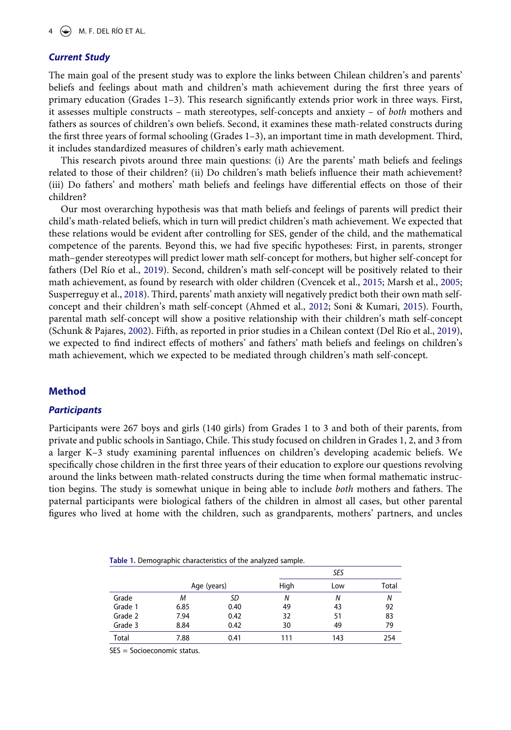### *Current Study*

The main goal of the present study was to explore the links between Chilean children's and parents' beliefs and feelings about math and children's math achievement during the first three years of primary education (Grades 1–3). This research significantly extends prior work in three ways. First, it assesses multiple constructs – math stereotypes, self-concepts and anxiety – of *both* mothers and fathers as sources of children's own beliefs. Second, it examines these math-related constructs during the first three years of formal schooling (Grades 1–3), an important time in math development. Third, it includes standardized measures of children's early math achievement.

This research pivots around three main questions: (i) Are the parents' math beliefs and feelings related to those of their children? (ii) Do children's math beliefs influence their math achievement? (iii) Do fathers' and mothers' math beliefs and feelings have differential effects on those of their children?

Our most overarching hypothesis was that math beliefs and feelings of parents will predict their child's math-related beliefs, which in turn will predict children's math achievement. We expected that these relations would be evident after controlling for SES, gender of the child, and the mathematical competence of the parents. Beyond this, we had five specific hypotheses: First, in parents, stronger math–gender stereotypes will predict lower math self-concept for mothers, but higher self-concept for fathers (Del Río et al., 2019). Second, children's math self-concept will be positively related to their math achievement, as found by research with older children (Cvencek et al., 2015; Marsh et al., 2005; Susperreguy et al., 2018). Third, parents' math anxiety will negatively predict both their own math self-concept and their children's math self-concept (Ahmed et al., 2012; Soni & Kumari, 2015). Fourth, parental math self-concept will show a positive relationship with their children's math self-concept (Schunk & Pajares, 2002). Fifth, as reported in prior studies in a Chilean context (Del Río et al., 2019), we expected to find indirect effects of mothers' and fathers' math beliefs and feelings on children's math achievement, which we expected to be mediated through children's math self-concept.

## Method

### *Participants*

Participants were 267 boys and girls (140 girls) from Grades 1 to 3 and both of their parents, from private and public schools in Santiago, Chile. This study focused on children in Grades 1, 2, and 3 from a larger K–3 study examining parental influences on children's developing academic beliefs. We specifically chose children in the first three years of their education to explore our questions revolving around the links between math-related constructs during the time when formal mathematic instruction begins. The study is somewhat unique in being able to include *both* mothers and fathers. The paternal participants were biological fathers of the children in almost all cases, but other parental figures who lived at home with the children, such as grandparents, mothers' partners, and uncles

**Table 1.** Demographic characteristics of the analyzed sample.

| | Age (years) | | *SES* | | |
|---|---|---|---|---|---|
| | | | High | Low | Total |
| Grade | *M* | *SD* | *N* | *N* | *N* |
| Grade 1 | 6.85 | 0.40 | 49 | 43 | 92 |
| Grade 2 | 7.94 | 0.42 | 32 | 51 | 83 |
| Grade 3 | 8.84 | 0.42 | 30 | 49 | 79 |
| Total | 7.88 | 0.41 | 111 | 143 | 254 |

SES = Socioeconomic status.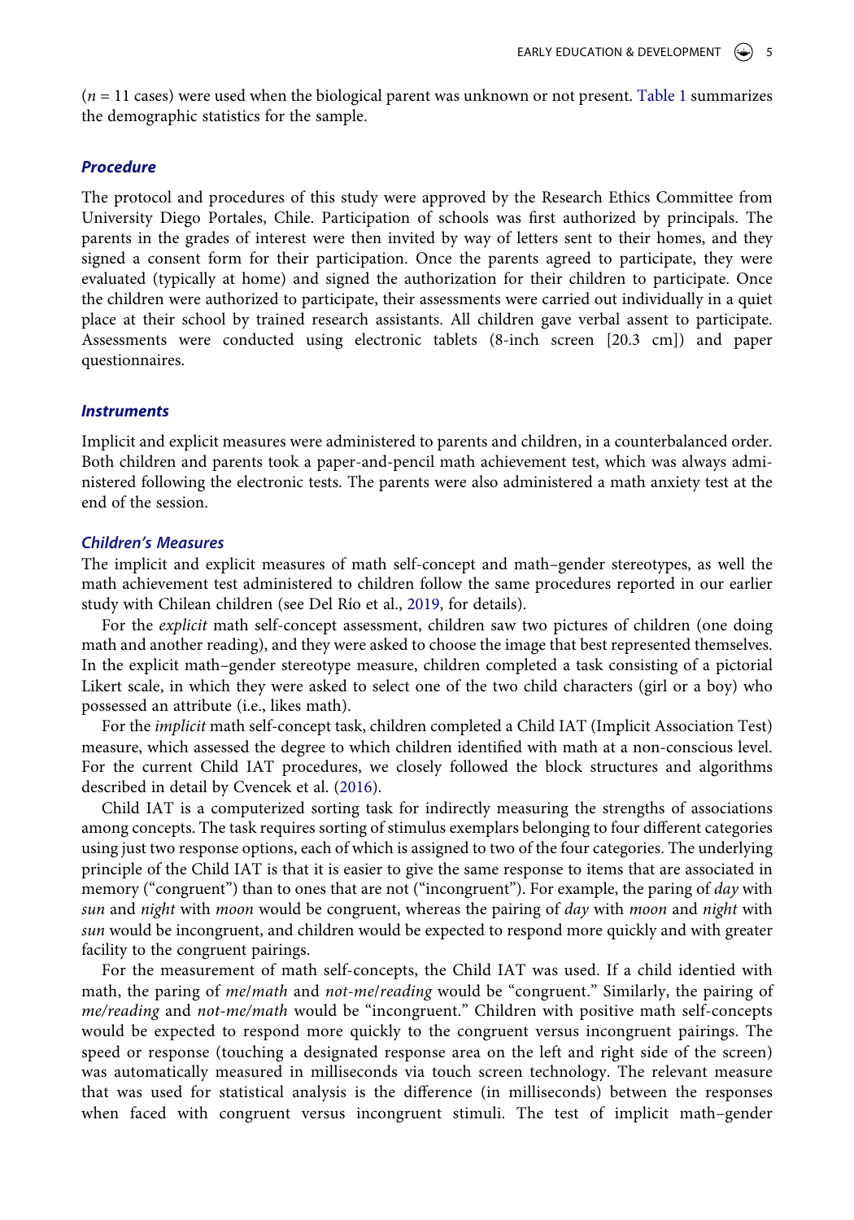($n$ = 11 cases) were used when the biological parent was unknown or not present. Table 1 summarizes the demographic statistics for the sample.

### *Procedure*

The protocol and procedures of this study were approved by the Research Ethics Committee from University Diego Portales, Chile. Participation of schools was first authorized by principals. The parents in the grades of interest were then invited by way of letters sent to their homes, and they signed a consent form for their participation. Once the parents agreed to participate, they were evaluated (typically at home) and signed the authorization for their children to participate. Once the children were authorized to participate, their assessments were carried out individually in a quiet place at their school by trained research assistants. All children gave verbal assent to participate. Assessments were conducted using electronic tablets (8-inch screen [20.3 cm]) and paper questionnaires.

### *Instruments*

Implicit and explicit measures were administered to parents and children, in a counterbalanced order. Both children and parents took a paper-and-pencil math achievement test, which was always administered following the electronic tests. The parents were also administered a math anxiety test at the end of the session.

### *Children's Measures*

The implicit and explicit measures of math self-concept and math–gender stereotypes, as well the math achievement test administered to children follow the same procedures reported in our earlier study with Chilean children (see Del Río et al., 2019, for details).

For the *explicit* math self-concept assessment, children saw two pictures of children (one doing math and another reading), and they were asked to choose the image that best represented themselves. In the explicit math–gender stereotype measure, children completed a task consisting of a pictorial Likert scale, in which they were asked to select one of the two child characters (girl or a boy) who possessed an attribute (i.e., likes math).

For the *implicit* math self-concept task, children completed a Child IAT (Implicit Association Test) measure, which assessed the degree to which children identified with math at a non-conscious level. For the current Child IAT procedures, we closely followed the block structures and algorithms described in detail by Cvencek et al. (2016).

Child IAT is a computerized sorting task for indirectly measuring the strengths of associations among concepts. The task requires sorting of stimulus exemplars belonging to four different categories using just two response options, each of which is assigned to two of the four categories. The underlying principle of the Child IAT is that it is easier to give the same response to items that are associated in memory ("congruent") than to ones that are not ("incongruent"). For example, the paring of *day* with *sun* and *night* with *moon* would be congruent, whereas the pairing of *day* with *moon* and *night* with *sun* would be incongruent, and children would be expected to respond more quickly and with greater facility to the congruent pairings.

For the measurement of math self-concepts, the Child IAT was used. If a child identied with math, the paring of *me/math* and *not-me/reading* would be "congruent." Similarly, the pairing of *me/reading* and *not-me/math* would be "incongruent." Children with positive math self-concepts would be expected to respond more quickly to the congruent versus incongruent pairings. The speed or response (touching a designated response area on the left and right side of the screen) was automatically measured in milliseconds via touch screen technology. The relevant measure that was used for statistical analysis is the difference (in milliseconds) between the responses when faced with congruent versus incongruent stimuli. The test of implicit math–gender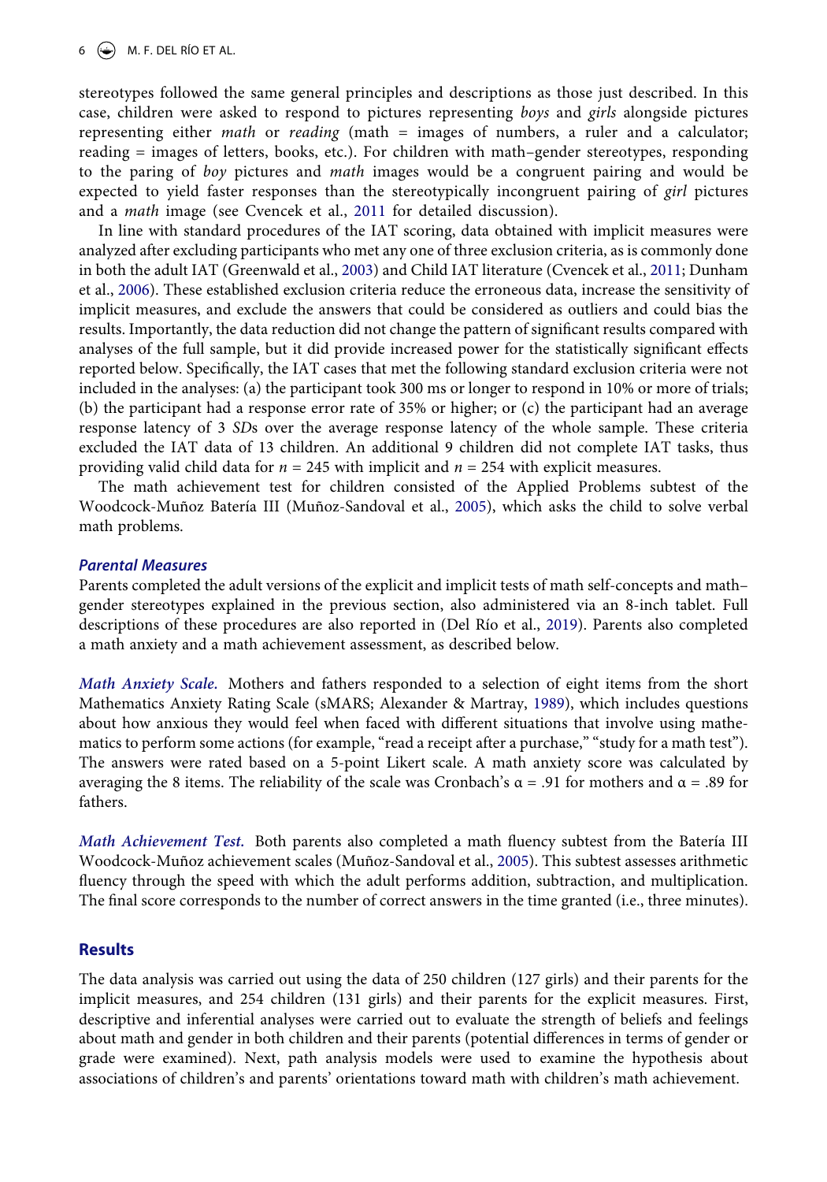stereotypes followed the same general principles and descriptions as those just described. In this case, children were asked to respond to pictures representing *boys* and *girls* alongside pictures representing either *math* or *reading* (math = images of numbers, a ruler and a calculator; reading = images of letters, books, etc.). For children with math–gender stereotypes, responding to the paring of *boy* pictures and *math* images would be a congruent pairing and would be expected to yield faster responses than the stereotypically incongruent pairing of *girl* pictures and a *math* image (see Cvencek et al., 2011 for detailed discussion).

In line with standard procedures of the IAT scoring, data obtained with implicit measures were analyzed after excluding participants who met any one of three exclusion criteria, as is commonly done in both the adult IAT (Greenwald et al., 2003) and Child IAT literature (Cvencek et al., 2011; Dunham et al., 2006). These established exclusion criteria reduce the erroneous data, increase the sensitivity of implicit measures, and exclude the answers that could be considered as outliers and could bias the results. Importantly, the data reduction did not change the pattern of significant results compared with analyses of the full sample, but it did provide increased power for the statistically significant effects reported below. Specifically, the IAT cases that met the following standard exclusion criteria were not included in the analyses: (a) the participant took 300 ms or longer to respond in 10% or more of trials; (b) the participant had a response error rate of 35% or higher; or (c) the participant had an average response latency of 3 *SD*s over the average response latency of the whole sample. These criteria excluded the IAT data of 13 children. An additional 9 children did not complete IAT tasks, thus providing valid child data for $n$ = 245 with implicit and $n$ = 254 with explicit measures.

The math achievement test for children consisted of the Applied Problems subtest of the Woodcock-Muñoz Batería III (Muñoz-Sandoval et al., 2005), which asks the child to solve verbal math problems.

### Parental Measures

Parents completed the adult versions of the explicit and implicit tests of math self-concepts and math–gender stereotypes explained in the previous section, also administered via an 8-inch tablet. Full descriptions of these procedures are also reported in (Del Río et al., 2019). Parents also completed a math anxiety and a math achievement assessment, as described below.

***Math Anxiety Scale.*** Mothers and fathers responded to a selection of eight items from the short Mathematics Anxiety Rating Scale (sMARS; Alexander & Martray, 1989), which includes questions about how anxious they would feel when faced with different situations that involve using mathematics to perform some actions (for example, “read a receipt after a purchase,” “study for a math test”). The answers were rated based on a 5-point Likert scale. A math anxiety score was calculated by averaging the 8 items. The reliability of the scale was Cronbach’s α = .91 for mothers and α = .89 for fathers.

***Math Achievement Test.*** Both parents also completed a math fluency subtest from the Batería III Woodcock-Muñoz achievement scales (Muñoz-Sandoval et al., 2005). This subtest assesses arithmetic fluency through the speed with which the adult performs addition, subtraction, and multiplication. The final score corresponds to the number of correct answers in the time granted (i.e., three minutes).

## Results

The data analysis was carried out using the data of 250 children (127 girls) and their parents for the implicit measures, and 254 children (131 girls) and their parents for the explicit measures. First, descriptive and inferential analyses were carried out to evaluate the strength of beliefs and feelings about math and gender in both children and their parents (potential differences in terms of gender or grade were examined). Next, path analysis models were used to examine the hypothesis about associations of children’s and parents’ orientations toward math with children’s math achievement.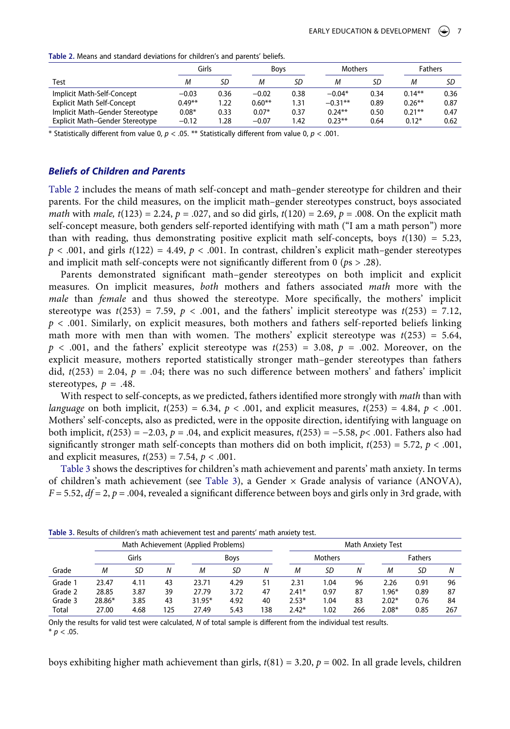**Table 2.** Means and standard deviations for children's and parents' beliefs.

| | Girls | | Boys | | Mothers | | Fathers | |
|---|---|---|---|---|---|---|---|---|
| Test | *M* | *SD* | *M* | *SD* | *M* | *SD* | *M* | *SD* |
| Implicit Math-Self-Concept | −0.03 | 0.36 | −0.02 | 0.38 | −0.04* | 0.34 | 0.14** | 0.36 |
| Explicit Math Self-Concept | 0.49** | 1.22 | 0.60** | 1.31 | −0.31** | 0.89 | 0.26** | 0.87 |
| Implicit Math–Gender Stereotype | 0.08* | 0.33 | 0.07* | 0.37 | 0.24** | 0.50 | 0.21** | 0.47 |
| Explicit Math–Gender Stereotype | −0.12 | 1.28 | −0.07 | 1.42 | 0.23** | 0.64 | 0.12* | 0.62 |

\* Statistically different from value 0, $p < .05$. ** Statistically different from value 0, $p < .001$.

### ***Beliefs of Children and Parents***

Table 2 includes the means of math self-concept and math–gender stereotype for children and their parents. For the child measures, on the implicit math–gender stereotypes construct, boys associated *math* with *male,* $t(123) = 2.24$, $p = .027$, and so did girls, $t(120) = 2.69$, $p = .008$. On the explicit math self-concept measure, both genders self-reported identifying with math ("I am a math person") more than with reading, thus demonstrating positive explicit math self-concepts, boys $t(130) = 5.23$, $p < .001$, and girls $t(122) = 4.49$, $p < .001$. In contrast, children's explicit math–gender stereotypes and implicit math self-concepts were not significantly different from 0 ($ps > .28$).

Parents demonstrated significant math–gender stereotypes on both implicit and explicit measures. On implicit measures, *both* mothers and fathers associated *math* more with the *male* than *female* and thus showed the stereotype. More specifically, the mothers' implicit stereotype was $t(253) = 7.59$, $p < .001$, and the fathers' implicit stereotype was $t(253) = 7.12$, $p < .001$. Similarly, on explicit measures, both mothers and fathers self-reported beliefs linking math more with men than with women. The mothers' explicit stereotype was $t(253) = 5.64$, $p < .001$, and the fathers' explicit stereotype was $t(253) = 3.08$, $p = .002$. Moreover, on the explicit measure, mothers reported statistically stronger math–gender stereotypes than fathers did, $t(253) = 2.04$, $p = .04$; there was no such difference between mothers' and fathers' implicit stereotypes, $p = .48$.

With respect to self-concepts, as we predicted, fathers identified more strongly with *math* than with *language* on both implicit, $t(253) = 6.34$, $p < .001$, and explicit measures, $t(253) = 4.84$, $p < .001$. Mothers' self-concepts, also as predicted, were in the opposite direction, identifying with language on both implicit, $t(253) = −2.03$, $p = .04$, and explicit measures, $t(253) = −5.58$, $p < .001$. Fathers also had significantly stronger math self-concepts than mothers did on both implicit, $t(253) = 5.72$, $p < .001$, and explicit measures, $t(253) = 7.54$, $p < .001$.

Table 3 shows the descriptives for children's math achievement and parents' math anxiety. In terms of children's math achievement (see Table 3), a Gender × Grade analysis of variance (ANOVA), $F = 5.52$, $df = 2$, $p = .004$, revealed a significant difference between boys and girls only in 3rd grade, with

**Table 3.** Results of children's math achievement test and parents' math anxiety test.

| | Math Achievement (Applied Problems) | | | | | | Math Anxiety Test | | | | | |
|---|---|---|---|---|---|---|---|---|---|---|---|---|
| | Girls | | | Boys | | | Mothers | | | Fathers | | |
| Grade | *M* | *SD* | *N* | *M* | *SD* | *N* | *M* | *SD* | *N* | *M* | *SD* | *N* |
| Grade 1 | 23.47 | 4.11 | 43 | 23.71 | 4.29 | 51 | 2.31 | 1.04 | 96 | 2.26 | 0.91 | 96 |
| Grade 2 | 28.85 | 3.87 | 39 | 27.79 | 3.72 | 47 | 2.41* | 0.97 | 87 | 1.96* | 0.89 | 87 |
| Grade 3 | 28.86* | 3.85 | 43 | 31.95* | 4.92 | 40 | 2.53* | 1.04 | 83 | 2.02* | 0.76 | 84 |
| Total | 27.00 | 4.68 | 125 | 27.49 | 5.43 | 138 | 2.42* | 1.02 | 266 | 2.08* | 0.85 | 267 |

Only the results for valid test were calculated, *N* of total sample is different from the individual test results.
\* $p < .05$.

boys exhibiting higher math achievement than girls, $t(81) = 3.20$, $p = 002$. In all grade levels, children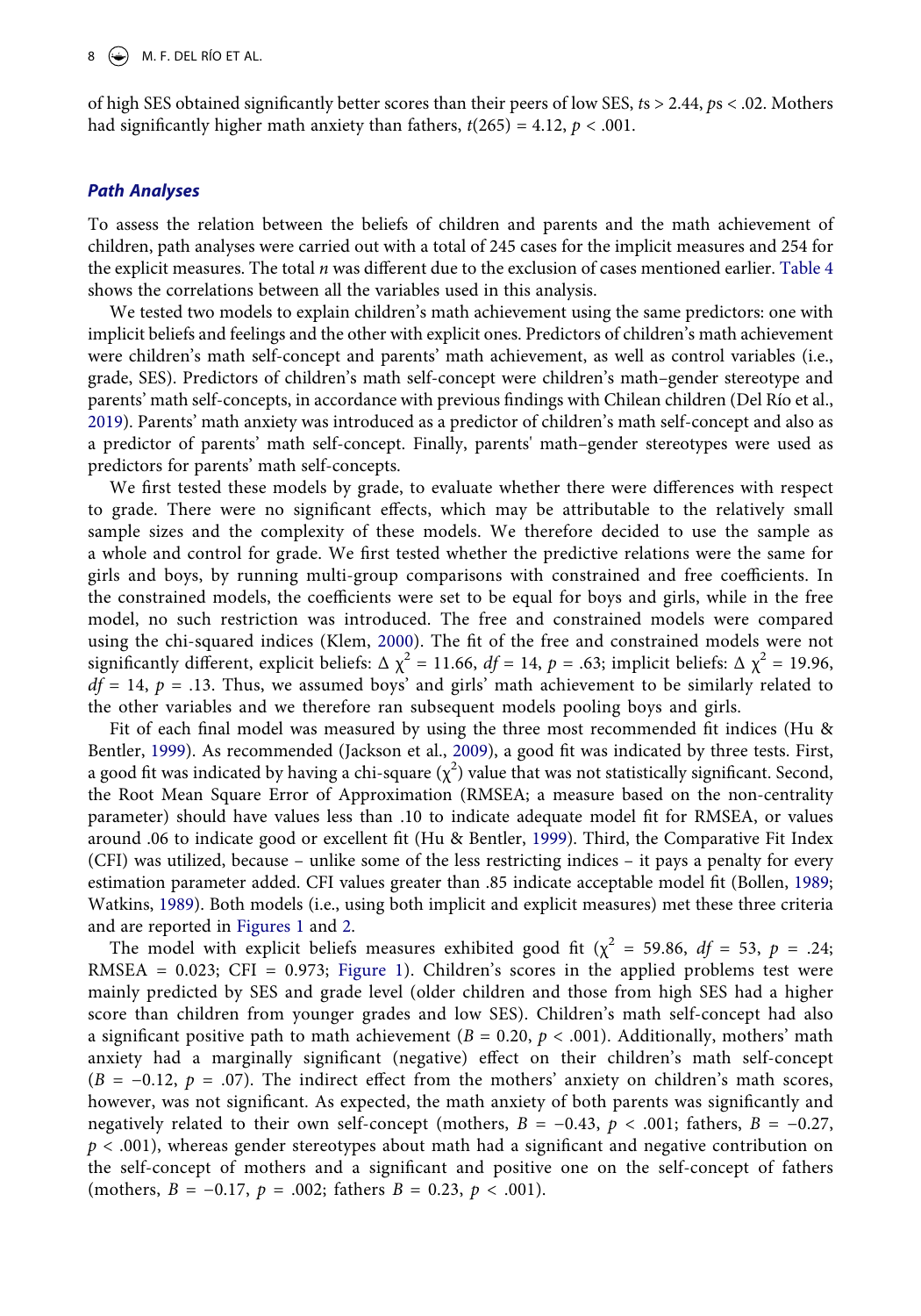of high SES obtained significantly better scores than their peers of low SES, $ts > 2.44$, $ps < .02$. Mothers had significantly higher math anxiety than fathers, $t(265) = 4.12$, $p < .001$.

## *Path Analyses*

To assess the relation between the beliefs of children and parents and the math achievement of children, path analyses were carried out with a total of 245 cases for the implicit measures and 254 for the explicit measures. The total $n$ was different due to the exclusion of cases mentioned earlier. Table 4 shows the correlations between all the variables used in this analysis.

We tested two models to explain children's math achievement using the same predictors: one with implicit beliefs and feelings and the other with explicit ones. Predictors of children's math achievement were children's math self-concept and parents' math achievement, as well as control variables (i.e., grade, SES). Predictors of children's math self-concept were children's math–gender stereotype and parents' math self-concepts, in accordance with previous findings with Chilean children (Del Río et al., 2019). Parents' math anxiety was introduced as a predictor of children's math self-concept and also as a predictor of parents' math self-concept. Finally, parents' math–gender stereotypes were used as predictors for parents' math self-concepts.

We first tested these models by grade, to evaluate whether there were differences with respect to grade. There were no significant effects, which may be attributable to the relatively small sample sizes and the complexity of these models. We therefore decided to use the sample as a whole and control for grade. We first tested whether the predictive relations were the same for girls and boys, by running multi-group comparisons with constrained and free coefficients. In the constrained models, the coefficients were set to be equal for boys and girls, while in the free model, no such restriction was introduced. The free and constrained models were compared using the chi-squared indices (Klem, 2000). The fit of the free and constrained models were not significantly different, explicit beliefs: $\Delta\ \chi^2 = 11.66$, $df = 14$, $p = .63$; implicit beliefs: $\Delta\ \chi^2 = 19.96$, $df = 14$, $p = .13$. Thus, we assumed boys' and girls' math achievement to be similarly related to the other variables and we therefore ran subsequent models pooling boys and girls.

Fit of each final model was measured by using the three most recommended fit indices (Hu & Bentler, 1999). As recommended (Jackson et al., 2009), a good fit was indicated by three tests. First, a good fit was indicated by having a chi-square ($\chi^2$) value that was not statistically significant. Second, the Root Mean Square Error of Approximation (RMSEA; a measure based on the non-centrality parameter) should have values less than .10 to indicate adequate model fit for RMSEA, or values around .06 to indicate good or excellent fit (Hu & Bentler, 1999). Third, the Comparative Fit Index (CFI) was utilized, because – unlike some of the less restricting indices – it pays a penalty for every estimation parameter added. CFI values greater than .85 indicate acceptable model fit (Bollen, 1989; Watkins, 1989). Both models (i.e., using both implicit and explicit measures) met these three criteria and are reported in Figures 1 and 2.

The model with explicit beliefs measures exhibited good fit ($\chi^2 = 59.86$, $df = 53$, $p = .24$; RMSEA = 0.023; CFI = 0.973; Figure 1). Children's scores in the applied problems test were mainly predicted by SES and grade level (older children and those from high SES had a higher score than children from younger grades and low SES). Children's math self-concept had also a significant positive path to math achievement ($B = 0.20$, $p < .001$). Additionally, mothers' math anxiety had a marginally significant (negative) effect on their children's math self-concept ($B = -0.12$, $p = .07$). The indirect effect from the mothers' anxiety on children's math scores, however, was not significant. As expected, the math anxiety of both parents was significantly and negatively related to their own self-concept (mothers, $B = -0.43$, $p < .001$; fathers, $B = -0.27$, $p < .001$), whereas gender stereotypes about math had a significant and negative contribution on the self-concept of mothers and a significant and positive one on the self-concept of fathers (mothers, $B = -0.17$, $p = .002$; fathers $B = 0.23$, $p < .001$).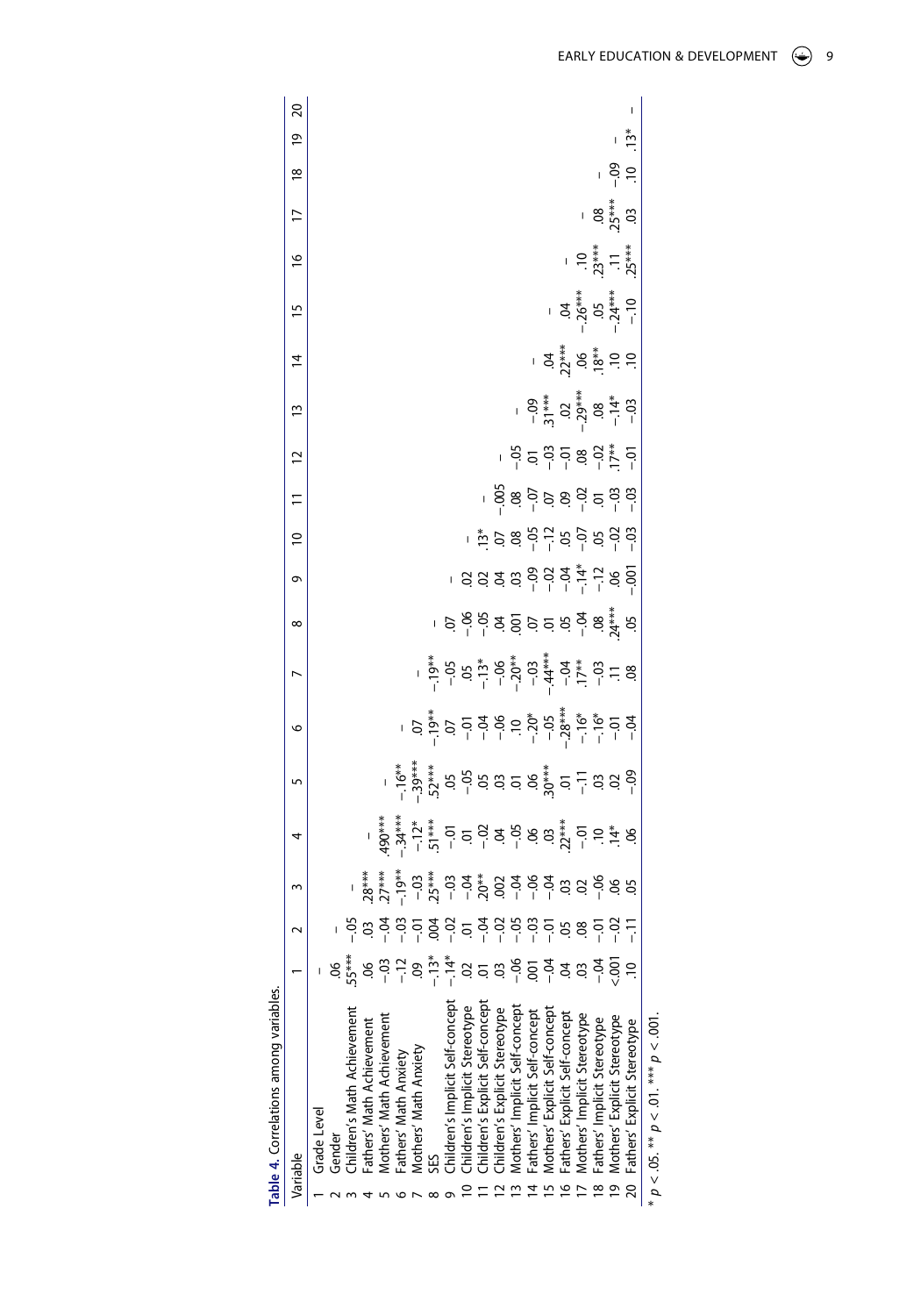**Table 4.** Correlations among variables.

| Variable | 1 | 2 | 3 | 4 | 5 | 6 | 7 | 8 | 9 | 10 | 11 | 12 | 13 | 14 | 15 | 16 | 17 | 18 | 19 | 20 |
|---|---|---|---|---|---|---|---|---|---|---|---|---|---|---|---|---|---|---|---|---|
| 1 Grade Level | – | | | | | | | | | | | | | | | | | | | |
| 2 Gender | .06 | – | | | | | | | | | | | | | | | | | | |
| 3 Children's Math Achievement | .55*** | −.05 | – | | | | | | | | | | | | | | | | | |
| 4 Fathers' Math Achievement | .06 | .03 | .28*** | – | | | | | | | | | | | | | | | | |
| 5 Mothers' Math Achievement | −.03 | −.04 | .27*** | .490*** | – | | | | | | | | | | | | | | | |
| 6 Fathers' Math Anxiety | −.12 | −.03 | −.19** | −.34*** | −.16** | – | | | | | | | | | | | | | | |
| 7 Mothers' Math Anxiety | .09 | −.01 | −.03 | −.12* | −.39*** | .07 | – | | | | | | | | | | | | | |
| 8 SES | −.13* | .004 | .25*** | .51*** | .52*** | −.19** | −.19** | – | | | | | | | | | | | | |
| 9 Children's Implicit Self-concept | −.14* | −.02 | −.03 | −.01 | .05 | .07 | −.05 | .07 | – | | | | | | | | | | | |
| 10 Children's Implicit Stereotype | .02 | .01 | −.04 | .01 | −.05 | −.01 | .05 | −.06 | .02 | – | | | | | | | | | | |
| 11 Children's Explicit Self-concept | .01 | −.04 | .20** | −.02 | .05 | −.04 | −.13* | −.05 | .02 | .13* | – | | | | | | | | | |
| 12 Children's Explicit Stereotype | .03 | −.02 | .002 | .04 | .03 | −.06 | −.06 | .04 | .04 | .07 | −.005 | – | | | | | | | | |
| 13 Mothers' Implicit Self-concept | −.06 | −.05 | −.04 | −.05 | .01 | .10 | −.20** | .001 | .03 | .08 | .08 | −.05 | – | | | | | | | |
| 14 Fathers' Implicit Self-concept | .001 | −.03 | −.06 | .06 | .06 | −.20* | −.03 | .07 | −.09 | −.05 | −.07 | .01 | −.09 | – | | | | | | |
| 15 Mothers' Explicit Self-concept | −.04 | −.01 | −.04 | .03 | .30*** | −.05 | −.44*** | .01 | −.02 | −.12 | .07 | −.03 | .31*** | .04 | – | | | | | |
| 16 Fathers' Explicit Self-concept | .04 | .05 | .03 | .22*** | .01 | −.28*** | −.04 | .05 | −.04 | .05 | .09 | −.01 | .02 | .22*** | .04 | – | | | | |
| 17 Mothers' Implicit Stereotype | .03 | .08 | .02 | −.01 | −.11 | −.16* | .17** | −.04 | −.14* | −.07 | −.02 | .08 | −.29*** | .06 | −.26*** | .10 | – | | | |
| 18 Fathers' Implicit Stereotype | −.04 | −.01 | −.06 | .10 | .03 | −.16* | −.03 | .08 | −.12 | .05 | .01 | −.02 | .08 | .18** | .05 | .23*** | .08 | – | | |
| 19 Mothers' Explicit Stereotype | <.001 | −.02 | .06 | .14* | .02 | −.01 | .11 | .24*** | .06 | −.02 | −.03 | .17** | −.14* | .10 | −.24*** | .11 | .25*** | −.09 | – | |
| 20 Fathers' Explicit Stereotype | .10 | −.11 | .05 | .06 | −.09 | −.04 | .08 | .05 | −.001 | −.03 | −.03 | −.01 | −.03 | .10 | −.10 | .25*** | .03 | .10 | .13* | – |

* $p < .05$. ** $p < .01$. *** $p < .001$.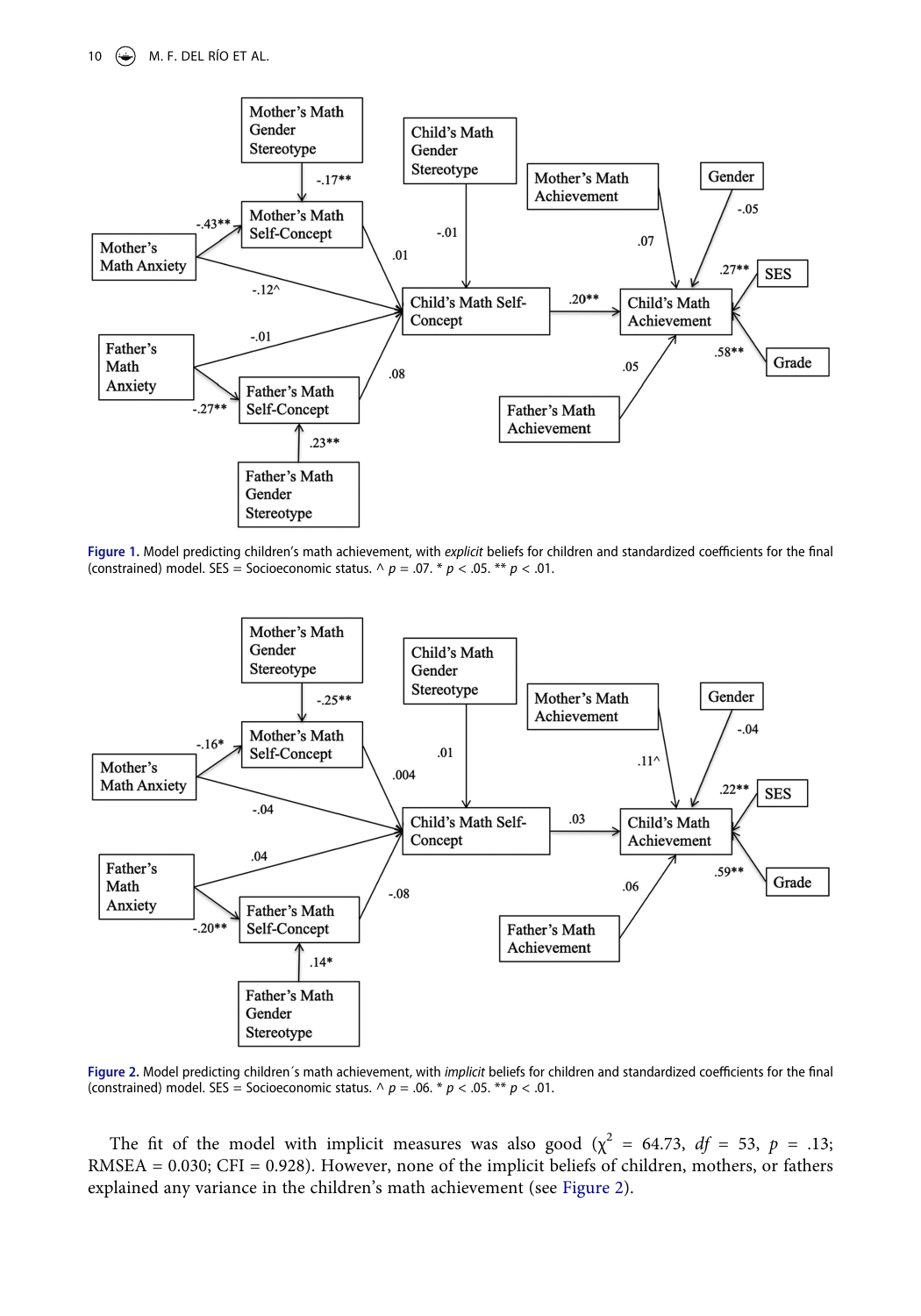Figure 1. Model predicting children's math achievement, with *explicit* beliefs for children and standardized coefficients for the final (constrained) model. SES = Socioeconomic status. ^ $p$ = .07. * $p$ < .05. ** $p$ < .01.

Figure 2. Model predicting children´s math achievement, with *implicit* beliefs for children and standardized coefficients for the final (constrained) model. SES = Socioeconomic status. ^ $p$ = .06. * $p$ < .05. ** $p$ < .01.

The fit of the model with implicit measures was also good ($\chi^2$ = 64.73, $df$ = 53, $p$ = .13; RMSEA = 0.030; CFI = 0.928). However, none of the implicit beliefs of children, mothers, or fathers explained any variance in the children's math achievement (see Figure 2).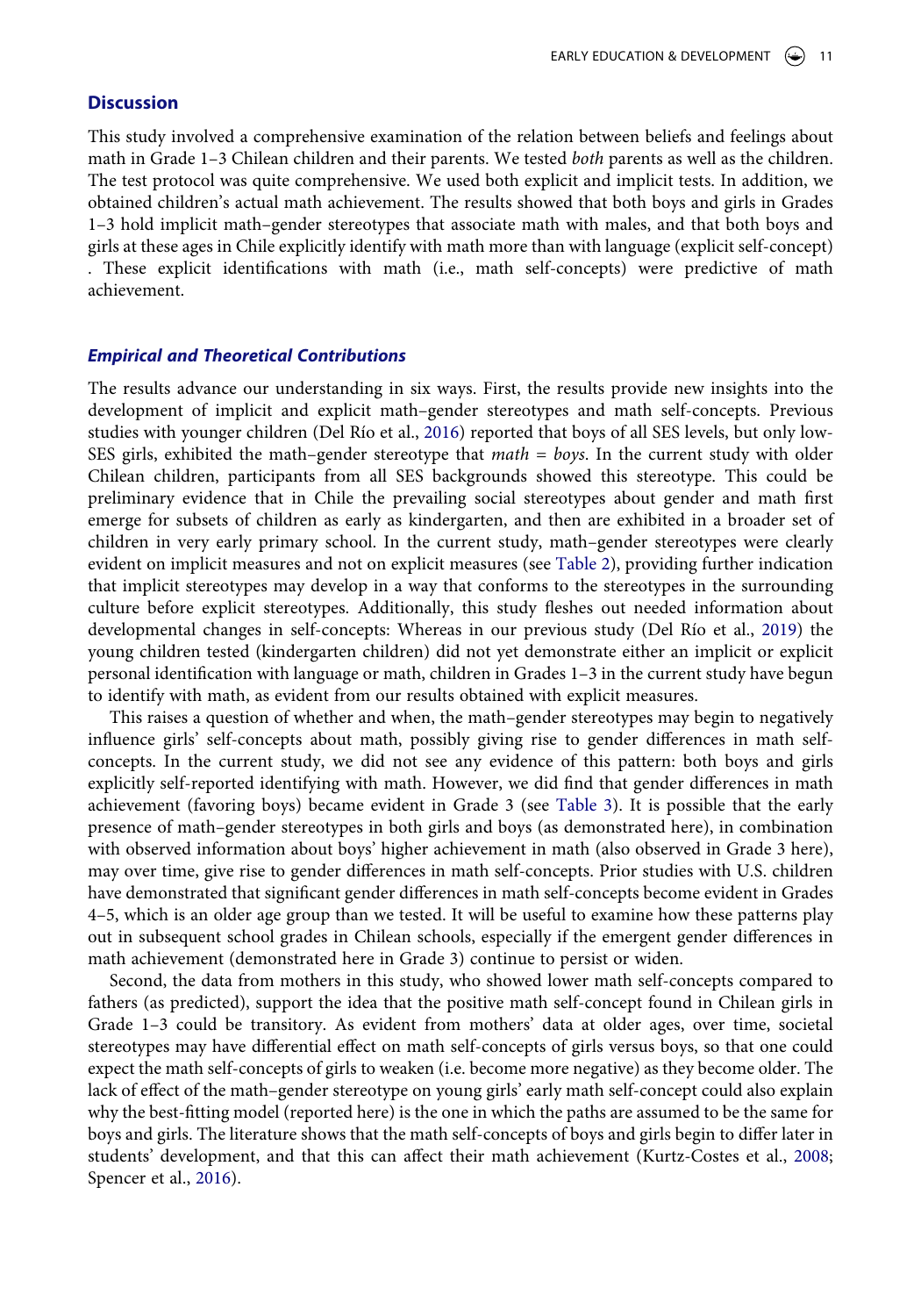## Discussion

This study involved a comprehensive examination of the relation between beliefs and feelings about math in Grade 1–3 Chilean children and their parents. We tested *both* parents as well as the children. The test protocol was quite comprehensive. We used both explicit and implicit tests. In addition, we obtained children's actual math achievement. The results showed that both boys and girls in Grades 1–3 hold implicit math–gender stereotypes that associate math with males, and that both boys and girls at these ages in Chile explicitly identify with math more than with language (explicit self-concept) . These explicit identifications with math (i.e., math self-concepts) were predictive of math achievement.

### *Empirical and Theoretical Contributions*

The results advance our understanding in six ways. First, the results provide new insights into the development of implicit and explicit math–gender stereotypes and math self-concepts. Previous studies with younger children (Del Río et al., 2016) reported that boys of all SES levels, but only low-SES girls, exhibited the math–gender stereotype that *math = boys*. In the current study with older Chilean children, participants from all SES backgrounds showed this stereotype. This could be preliminary evidence that in Chile the prevailing social stereotypes about gender and math first emerge for subsets of children as early as kindergarten, and then are exhibited in a broader set of children in very early primary school. In the current study, math–gender stereotypes were clearly evident on implicit measures and not on explicit measures (see Table 2), providing further indication that implicit stereotypes may develop in a way that conforms to the stereotypes in the surrounding culture before explicit stereotypes. Additionally, this study fleshes out needed information about developmental changes in self-concepts: Whereas in our previous study (Del Río et al., 2019) the young children tested (kindergarten children) did not yet demonstrate either an implicit or explicit personal identification with language or math, children in Grades 1–3 in the current study have begun to identify with math, as evident from our results obtained with explicit measures.

This raises a question of whether and when, the math–gender stereotypes may begin to negatively influence girls' self-concepts about math, possibly giving rise to gender differences in math self-concepts. In the current study, we did not see any evidence of this pattern: both boys and girls explicitly self-reported identifying with math. However, we did find that gender differences in math achievement (favoring boys) became evident in Grade 3 (see Table 3). It is possible that the early presence of math–gender stereotypes in both girls and boys (as demonstrated here), in combination with observed information about boys' higher achievement in math (also observed in Grade 3 here), may over time, give rise to gender differences in math self-concepts. Prior studies with U.S. children have demonstrated that significant gender differences in math self-concepts become evident in Grades 4–5, which is an older age group than we tested. It will be useful to examine how these patterns play out in subsequent school grades in Chilean schools, especially if the emergent gender differences in math achievement (demonstrated here in Grade 3) continue to persist or widen.

Second, the data from mothers in this study, who showed lower math self-concepts compared to fathers (as predicted), support the idea that the positive math self-concept found in Chilean girls in Grade 1–3 could be transitory. As evident from mothers' data at older ages, over time, societal stereotypes may have differential effect on math self-concepts of girls versus boys, so that one could expect the math self-concepts of girls to weaken (i.e. become more negative) as they become older. The lack of effect of the math–gender stereotype on young girls' early math self-concept could also explain why the best-fitting model (reported here) is the one in which the paths are assumed to be the same for boys and girls. The literature shows that the math self-concepts of boys and girls begin to differ later in students' development, and that this can affect their math achievement (Kurtz-Costes et al., 2008; Spencer et al., 2016).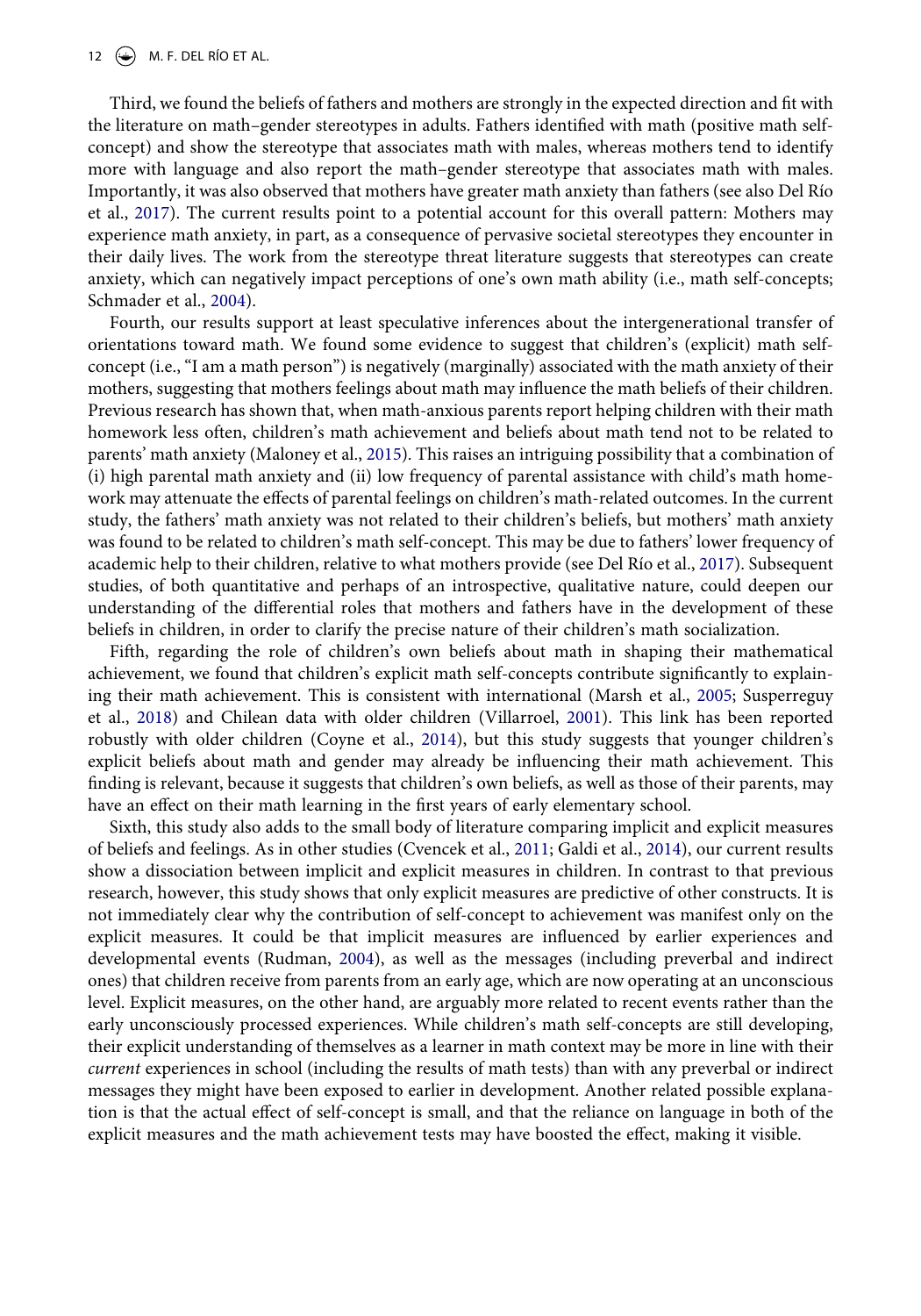Third, we found the beliefs of fathers and mothers are strongly in the expected direction and fit with the literature on math–gender stereotypes in adults. Fathers identified with math (positive math self-concept) and show the stereotype that associates math with males, whereas mothers tend to identify more with language and also report the math–gender stereotype that associates math with males. Importantly, it was also observed that mothers have greater math anxiety than fathers (see also Del Río et al., 2017). The current results point to a potential account for this overall pattern: Mothers may experience math anxiety, in part, as a consequence of pervasive societal stereotypes they encounter in their daily lives. The work from the stereotype threat literature suggests that stereotypes can create anxiety, which can negatively impact perceptions of one's own math ability (i.e., math self-concepts; Schmader et al., 2004).

Fourth, our results support at least speculative inferences about the intergenerational transfer of orientations toward math. We found some evidence to suggest that children's (explicit) math self-concept (i.e., "I am a math person") is negatively (marginally) associated with the math anxiety of their mothers, suggesting that mothers feelings about math may influence the math beliefs of their children. Previous research has shown that, when math-anxious parents report helping children with their math homework less often, children's math achievement and beliefs about math tend not to be related to parents' math anxiety (Maloney et al., 2015). This raises an intriguing possibility that a combination of (i) high parental math anxiety and (ii) low frequency of parental assistance with child's math homework may attenuate the effects of parental feelings on children's math-related outcomes. In the current study, the fathers' math anxiety was not related to their children's beliefs, but mothers' math anxiety was found to be related to children's math self-concept. This may be due to fathers' lower frequency of academic help to their children, relative to what mothers provide (see Del Río et al., 2017). Subsequent studies, of both quantitative and perhaps of an introspective, qualitative nature, could deepen our understanding of the differential roles that mothers and fathers have in the development of these beliefs in children, in order to clarify the precise nature of their children's math socialization.

Fifth, regarding the role of children's own beliefs about math in shaping their mathematical achievement, we found that children's explicit math self-concepts contribute significantly to explaining their math achievement. This is consistent with international (Marsh et al., 2005; Susperreguy et al., 2018) and Chilean data with older children (Villarroel, 2001). This link has been reported robustly with older children (Coyne et al., 2014), but this study suggests that younger children's explicit beliefs about math and gender may already be influencing their math achievement. This finding is relevant, because it suggests that children's own beliefs, as well as those of their parents, may have an effect on their math learning in the first years of early elementary school.

Sixth, this study also adds to the small body of literature comparing implicit and explicit measures of beliefs and feelings. As in other studies (Cvencek et al., 2011; Galdi et al., 2014), our current results show a dissociation between implicit and explicit measures in children. In contrast to that previous research, however, this study shows that only explicit measures are predictive of other constructs. It is not immediately clear why the contribution of self-concept to achievement was manifest only on the explicit measures. It could be that implicit measures are influenced by earlier experiences and developmental events (Rudman, 2004), as well as the messages (including preverbal and indirect ones) that children receive from parents from an early age, which are now operating at an unconscious level. Explicit measures, on the other hand, are arguably more related to recent events rather than the early unconsciously processed experiences. While children's math self-concepts are still developing, their explicit understanding of themselves as a learner in math context may be more in line with their *current* experiences in school (including the results of math tests) than with any preverbal or indirect messages they might have been exposed to earlier in development. Another related possible explanation is that the actual effect of self-concept is small, and that the reliance on language in both of the explicit measures and the math achievement tests may have boosted the effect, making it visible.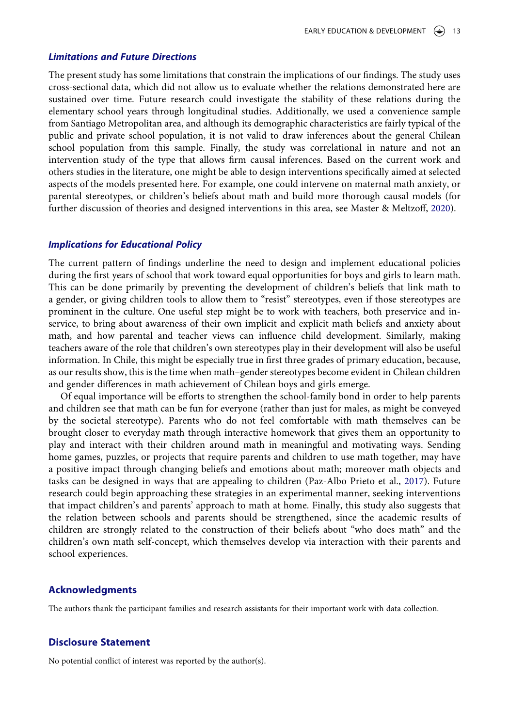### *Limitations and Future Directions*

The present study has some limitations that constrain the implications of our findings. The study uses cross-sectional data, which did not allow us to evaluate whether the relations demonstrated here are sustained over time. Future research could investigate the stability of these relations during the elementary school years through longitudinal studies. Additionally, we used a convenience sample from Santiago Metropolitan area, and although its demographic characteristics are fairly typical of the public and private school population, it is not valid to draw inferences about the general Chilean school population from this sample. Finally, the study was correlational in nature and not an intervention study of the type that allows firm causal inferences. Based on the current work and others studies in the literature, one might be able to design interventions specifically aimed at selected aspects of the models presented here. For example, one could intervene on maternal math anxiety, or parental stereotypes, or children's beliefs about math and build more thorough causal models (for further discussion of theories and designed interventions in this area, see Master & Meltzoff, 2020).

### *Implications for Educational Policy*

The current pattern of findings underline the need to design and implement educational policies during the first years of school that work toward equal opportunities for boys and girls to learn math. This can be done primarily by preventing the development of children's beliefs that link math to a gender, or giving children tools to allow them to "resist" stereotypes, even if those stereotypes are prominent in the culture. One useful step might be to work with teachers, both preservice and in-service, to bring about awareness of their own implicit and explicit math beliefs and anxiety about math, and how parental and teacher views can influence child development. Similarly, making teachers aware of the role that children's own stereotypes play in their development will also be useful information. In Chile, this might be especially true in first three grades of primary education, because, as our results show, this is the time when math–gender stereotypes become evident in Chilean children and gender differences in math achievement of Chilean boys and girls emerge.

Of equal importance will be efforts to strengthen the school-family bond in order to help parents and children see that math can be fun for everyone (rather than just for males, as might be conveyed by the societal stereotype). Parents who do not feel comfortable with math themselves can be brought closer to everyday math through interactive homework that gives them an opportunity to play and interact with their children around math in meaningful and motivating ways. Sending home games, puzzles, or projects that require parents and children to use math together, may have a positive impact through changing beliefs and emotions about math; moreover math objects and tasks can be designed in ways that are appealing to children (Paz-Albo Prieto et al., 2017). Future research could begin approaching these strategies in an experimental manner, seeking interventions that impact children's and parents' approach to math at home. Finally, this study also suggests that the relation between schools and parents should be strengthened, since the academic results of children are strongly related to the construction of their beliefs about "who does math" and the children's own math self-concept, which themselves develop via interaction with their parents and school experiences.

## Acknowledgments

The authors thank the participant families and research assistants for their important work with data collection.

## Disclosure Statement

No potential conflict of interest was reported by the author(s).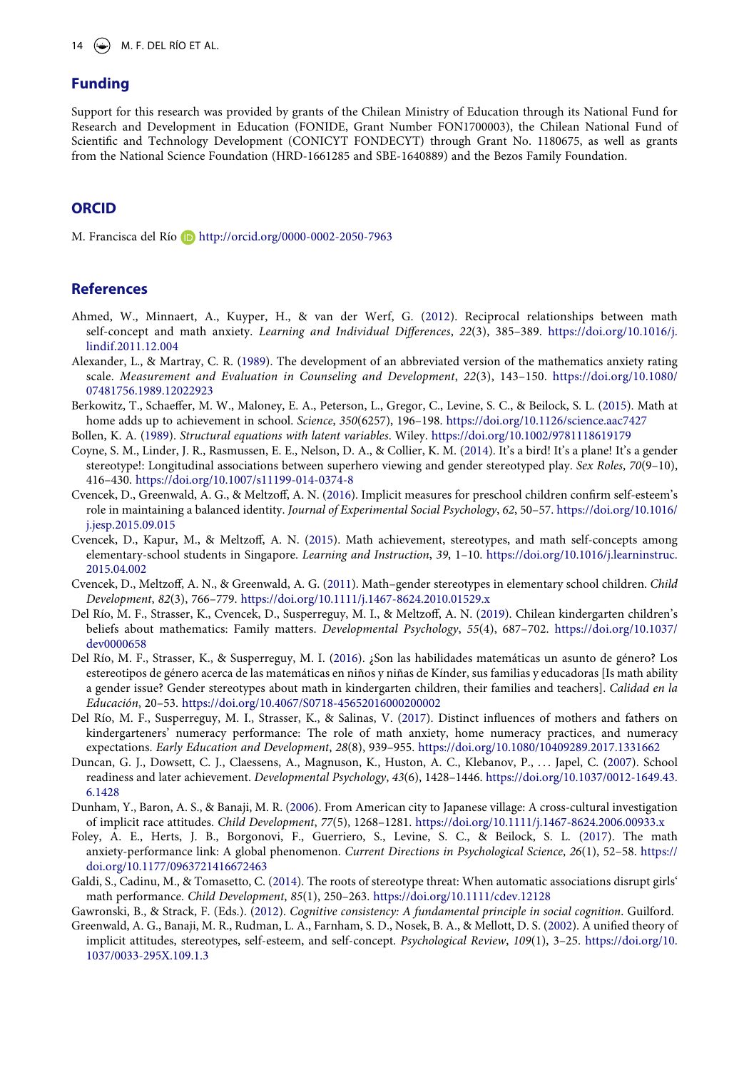## Funding

Support for this research was provided by grants of the Chilean Ministry of Education through its National Fund for Research and Development in Education (FONIDE, Grant Number FON1700003), the Chilean National Fund of Scientific and Technology Development (CONICYT FONDECYT) through Grant No. 1180675, as well as grants from the National Science Foundation (HRD-1661285 and SBE-1640889) and the Bezos Family Foundation.

## ORCID

M. Francisca del Río http://orcid.org/0000-0002-2050-7963

## References

Ahmed, W., Minnaert, A., Kuyper, H., & van der Werf, G. (2012). Reciprocal relationships between math self-concept and math anxiety. *Learning and Individual Differences*, *22*(3), 385–389. https://doi.org/10.1016/j.lindif.2011.12.004

Alexander, L., & Martray, C. R. (1989). The development of an abbreviated version of the mathematics anxiety rating scale. *Measurement and Evaluation in Counseling and Development*, *22*(3), 143–150. https://doi.org/10.1080/07481756.1989.12022923

Berkowitz, T., Schaeffer, M. W., Maloney, E. A., Peterson, L., Gregor, C., Levine, S. C., & Beilock, S. L. (2015). Math at home adds up to achievement in school. *Science*, *350*(6257), 196–198. https://doi.org/10.1126/science.aac7427

Bollen, K. A. (1989). *Structural equations with latent variables*. Wiley. https://doi.org/10.1002/9781118619179

Coyne, S. M., Linder, J. R., Rasmussen, E. E., Nelson, D. A., & Collier, K. M. (2014). It's a bird! It's a plane! It's a gender stereotype!: Longitudinal associations between superhero viewing and gender stereotyped play. *Sex Roles*, *70*(9–10), 416–430. https://doi.org/10.1007/s11199-014-0374-8

Cvencek, D., Greenwald, A. G., & Meltzoff, A. N. (2016). Implicit measures for preschool children confirm self-esteem's role in maintaining a balanced identity. *Journal of Experimental Social Psychology*, *62*, 50–57. https://doi.org/10.1016/j.jesp.2015.09.015

Cvencek, D., Kapur, M., & Meltzoff, A. N. (2015). Math achievement, stereotypes, and math self-concepts among elementary-school students in Singapore. *Learning and Instruction*, *39*, 1–10. https://doi.org/10.1016/j.learninstruc.2015.04.002

Cvencek, D., Meltzoff, A. N., & Greenwald, A. G. (2011). Math–gender stereotypes in elementary school children. *Child Development*, *82*(3), 766–779. https://doi.org/10.1111/j.1467-8624.2010.01529.x

Del Río, M. F., Strasser, K., Cvencek, D., Susperreguy, M. I., & Meltzoff, A. N. (2019). Chilean kindergarten children's beliefs about mathematics: Family matters. *Developmental Psychology*, *55*(4), 687–702. https://doi.org/10.1037/dev0000658

Del Río, M. F., Strasser, K., & Susperreguy, M. I. (2016). ¿Son las habilidades matemáticas un asunto de género? Los estereotipos de género acerca de las matemáticas en niños y niñas de Kínder, sus familias y educadoras [Is math ability a gender issue? Gender stereotypes about math in kindergarten children, their families and teachers]. *Calidad en la Educación*, 20–53. https://doi.org/10.4067/S0718-45652016000200002

Del Río, M. F., Susperreguy, M. I., Strasser, K., & Salinas, V. (2017). Distinct influences of mothers and fathers on kindergarteners' numeracy performance: The role of math anxiety, home numeracy practices, and numeracy expectations. *Early Education and Development*, *28*(8), 939–955. https://doi.org/10.1080/10409289.2017.1331662

Duncan, G. J., Dowsett, C. J., Claessens, A., Magnuson, K., Huston, A. C., Klebanov, P., … Japel, C. (2007). School readiness and later achievement. *Developmental Psychology*, *43*(6), 1428–1446. https://doi.org/10.1037/0012-1649.43.6.1428

Dunham, Y., Baron, A. S., & Banaji, M. R. (2006). From American city to Japanese village: A cross-cultural investigation of implicit race attitudes. *Child Development*, *77*(5), 1268–1281. https://doi.org/10.1111/j.1467-8624.2006.00933.x

Foley, A. E., Herts, J. B., Borgonovi, F., Guerriero, S., Levine, S. C., & Beilock, S. L. (2017). The math anxiety-performance link: A global phenomenon. *Current Directions in Psychological Science*, *26*(1), 52–58. https://doi.org/10.1177/0963721416672463

Galdi, S., Cadinu, M., & Tomasetto, C. (2014). The roots of stereotype threat: When automatic associations disrupt girls' math performance. *Child Development*, *85*(1), 250–263. https://doi.org/10.1111/cdev.12128

Gawronski, B., & Strack, F. (Eds.). (2012). *Cognitive consistency: A fundamental principle in social cognition*. Guilford.

Greenwald, A. G., Banaji, M. R., Rudman, L. A., Farnham, S. D., Nosek, B. A., & Mellott, D. S. (2002). A unified theory of implicit attitudes, stereotypes, self-esteem, and self-concept. *Psychological Review*, *109*(1), 3–25. https://doi.org/10.1037/0033-295X.109.1.3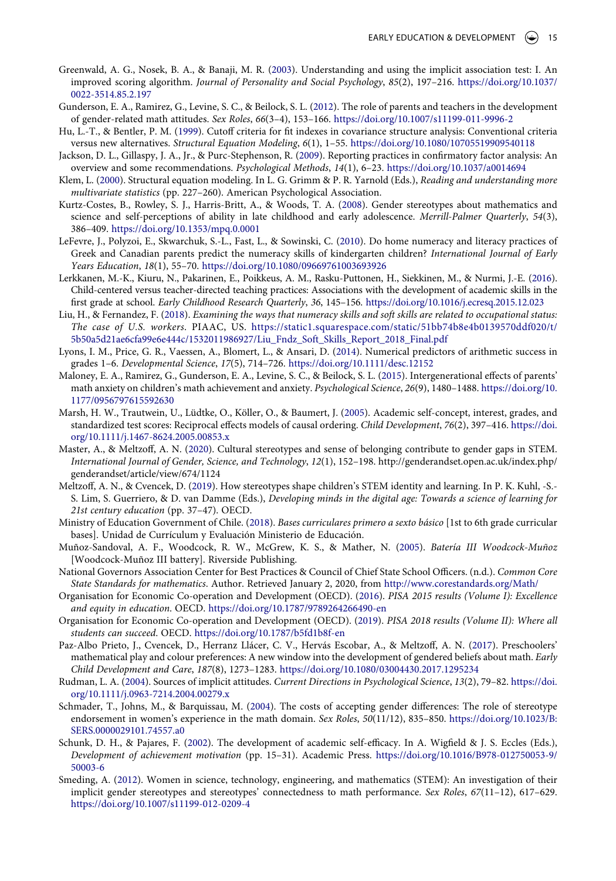Greenwald, A. G., Nosek, B. A., & Banaji, M. R. (2003). Understanding and using the implicit association test: I. An improved scoring algorithm. *Journal of Personality and Social Psychology*, *85*(2), 197–216. https://doi.org/10.1037/0022-3514.85.2.197

Gunderson, E. A., Ramirez, G., Levine, S. C., & Beilock, S. L. (2012). The role of parents and teachers in the development of gender-related math attitudes. *Sex Roles*, *66*(3–4), 153–166. https://doi.org/10.1007/s11199-011-9996-2

Hu, L.-T., & Bentler, P. M. (1999). Cutoff criteria for fit indexes in covariance structure analysis: Conventional criteria versus new alternatives. *Structural Equation Modeling*, *6*(1), 1–55. https://doi.org/10.1080/10705519909540118

Jackson, D. L., Gillaspy, J. A., Jr., & Purc-Stephenson, R. (2009). Reporting practices in confirmatory factor analysis: An overview and some recommendations. *Psychological Methods*, *14*(1), 6–23. https://doi.org/10.1037/a0014694

Klem, L. (2000). Structural equation modeling. In L. G. Grimm & P. R. Yarnold (Eds.), *Reading and understanding more multivariate statistics* (pp. 227–260). American Psychological Association.

Kurtz-Costes, B., Rowley, S. J., Harris-Britt, A., & Woods, T. A. (2008). Gender stereotypes about mathematics and science and self-perceptions of ability in late childhood and early adolescence. *Merrill-Palmer Quarterly*, *54*(3), 386–409. https://doi.org/10.1353/mpq.0.0001

LeFevre, J., Polyzoi, E., Skwarchuk, S.-L., Fast, L., & Sowinski, C. (2010). Do home numeracy and literacy practices of Greek and Canadian parents predict the numeracy skills of kindergarten children? *International Journal of Early Years Education*, *18*(1), 55–70. https://doi.org/10.1080/09669761003693926

Lerkkanen, M.-K., Kiuru, N., Pakarinen, E., Poikkeus, A. M., Rasku-Puttonen, H., Siekkinen, M., & Nurmi, J.-E. (2016). Child-centered versus teacher-directed teaching practices: Associations with the development of academic skills in the first grade at school. *Early Childhood Research Quarterly*, *36*, 145–156. https://doi.org/10.1016/j.ecresq.2015.12.023

Liu, H., & Fernandez, F. (2018). *Examining the ways that numeracy skills and soft skills are related to occupational status: The case of U.S. workers*. PIAAC, US. https://static1.squarespace.com/static/51bb74b8e4b0139570ddf020/t/5b50a5d21ae6cfa99e6e444c/1532011986927/Liu_Fndz_Soft_Skills_Report_2018_Final.pdf

Lyons, I. M., Price, G. R., Vaessen, A., Blomert, L., & Ansari, D. (2014). Numerical predictors of arithmetic success in grades 1–6. *Developmental Science*, *17*(5), 714–726. https://doi.org/10.1111/desc.12152

Maloney, E. A., Ramirez, G., Gunderson, E. A., Levine, S. C., & Beilock, S. L. (2015). Intergenerational effects of parents' math anxiety on children's math achievement and anxiety. *Psychological Science*, *26*(9), 1480–1488. https://doi.org/10.1177/0956797615592630

Marsh, H. W., Trautwein, U., Lüdtke, O., Köller, O., & Baumert, J. (2005). Academic self-concept, interest, grades, and standardized test scores: Reciprocal effects models of causal ordering. *Child Development*, *76*(2), 397–416. https://doi.org/10.1111/j.1467-8624.2005.00853.x

Master, A., & Meltzoff, A. N. (2020). Cultural stereotypes and sense of belonging contribute to gender gaps in STEM. *International Journal of Gender, Science, and Technology*, *12*(1), 152–198. http://genderandset.open.ac.uk/index.php/genderandset/article/view/674/1124

Meltzoff, A. N., & Cvencek, D. (2019). How stereotypes shape children's STEM identity and learning. In P. K. Kuhl, -S.-S. Lim, S. Guerriero, & D. van Damme (Eds.), *Developing minds in the digital age: Towards a science of learning for 21st century education* (pp. 37–47). OECD.

Ministry of Education Government of Chile. (2018). *Bases curriculares primero a sexto básico* [1st to 6th grade curricular bases]. Unidad de Currículum y Evaluación Ministerio de Educación.

Muñoz-Sandoval, A. F., Woodcock, R. W., McGrew, K. S., & Mather, N. (2005). *Batería III Woodcock-Muñoz* [Woodcock-Muñoz III battery]. Riverside Publishing.

National Governors Association Center for Best Practices & Council of Chief State School Officers. (n.d.). *Common Core State Standards for mathematics*. Author. Retrieved January 2, 2020, from http://www.corestandards.org/Math/

Organisation for Economic Co-operation and Development (OECD). (2016). *PISA 2015 results (Volume I): Excellence and equity in education*. OECD. https://doi.org/10.1787/9789264266490-en

Organisation for Economic Co-operation and Development (OECD). (2019). *PISA 2018 results (Volume II): Where all students can succeed*. OECD. https://doi.org/10.1787/b5fd1b8f-en

Paz-Albo Prieto, J., Cvencek, D., Herranz Llácer, C. V., Hervás Escobar, A., & Meltzoff, A. N. (2017). Preschoolers' mathematical play and colour preferences: A new window into the development of gendered beliefs about math. *Early Child Development and Care*, *187*(8), 1273–1283. https://doi.org/10.1080/03004430.2017.1295234

Rudman, L. A. (2004). Sources of implicit attitudes. *Current Directions in Psychological Science*, *13*(2), 79–82. https://doi.org/10.1111/j.0963-7214.2004.00279.x

Schmader, T., Johns, M., & Barquissau, M. (2004). The costs of accepting gender differences: The role of stereotype endorsement in women's experience in the math domain. *Sex Roles*, *50*(11/12), 835–850. https://doi.org/10.1023/B:SERS.0000029101.74557.a0

Schunk, D. H., & Pajares, F. (2002). The development of academic self-efficacy. In A. Wigfield & J. S. Eccles (Eds.), *Development of achievement motivation* (pp. 15–31). Academic Press. https://doi.org/10.1016/B978-012750053-9/50003-6

Smeding, A. (2012). Women in science, technology, engineering, and mathematics (STEM): An investigation of their implicit gender stereotypes and stereotypes' connectedness to math performance. *Sex Roles*, *67*(11–12), 617–629. https://doi.org/10.1007/s11199-012-0209-4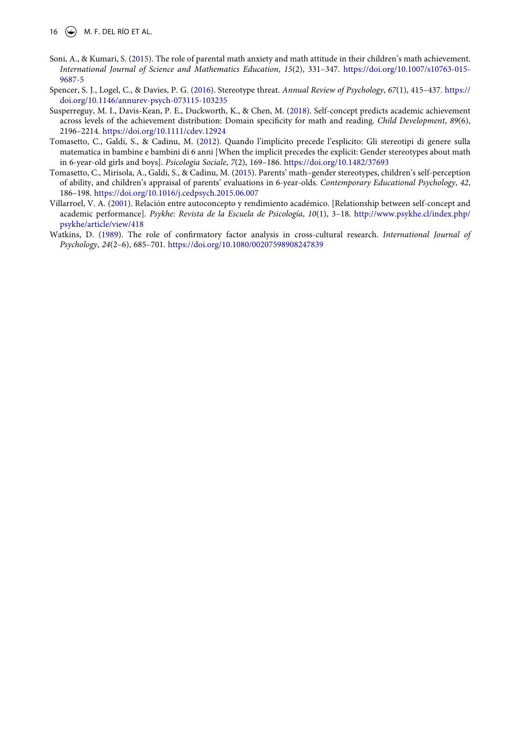Soni, A., & Kumari, S. (2015). The role of parental math anxiety and math attitude in their children's math achievement. *International Journal of Science and Mathematics Education*, *15*(2), 331–347. https://doi.org/10.1007/s10763-015-9687-5

Spencer, S. J., Logel, C., & Davies, P. G. (2016). Stereotype threat. *Annual Review of Psychology*, *67*(1), 415–437. https://doi.org/10.1146/annurev-psych-073115-103235

Susperreguy, M. I., Davis-Kean, P. E., Duckworth, K., & Chen, M. (2018). Self-concept predicts academic achievement across levels of the achievement distribution: Domain specificity for math and reading. *Child Development*, *89*(6), 2196–2214. https://doi.org/10.1111/cdev.12924

Tomasetto, C., Galdi, S., & Cadinu, M. (2012). Quando l'implicito precede l'esplicito: Gli stereotipi di genere sulla matematica in bambine e bambini di 6 anni [When the implicit precedes the explicit: Gender stereotypes about math in 6-year-old girls and boys]. *Psicologia Sociale*, *7*(2), 169–186. https://doi.org/10.1482/37693

Tomasetto, C., Mirisola, A., Galdi, S., & Cadinu, M. (2015). Parents' math–gender stereotypes, children's self-perception of ability, and children's appraisal of parents' evaluations in 6-year-olds. *Contemporary Educational Psychology*, *42*, 186–198. https://doi.org/10.1016/j.cedpsych.2015.06.007

Villarroel, V. A. (2001). Relación entre autoconcepto y rendimiento académico. [Relationship between self-concept and academic performance]. *Psykhe: Revista de la Escuela de Psicología*, *10*(1), 3–18. http://www.psykhe.cl/index.php/psykhe/article/view/418

Watkins, D. (1989). The role of confirmatory factor analysis in cross-cultural research. *International Journal of Psychology*, *24*(2–6), 685–701. https://doi.org/10.1080/00207598908247839